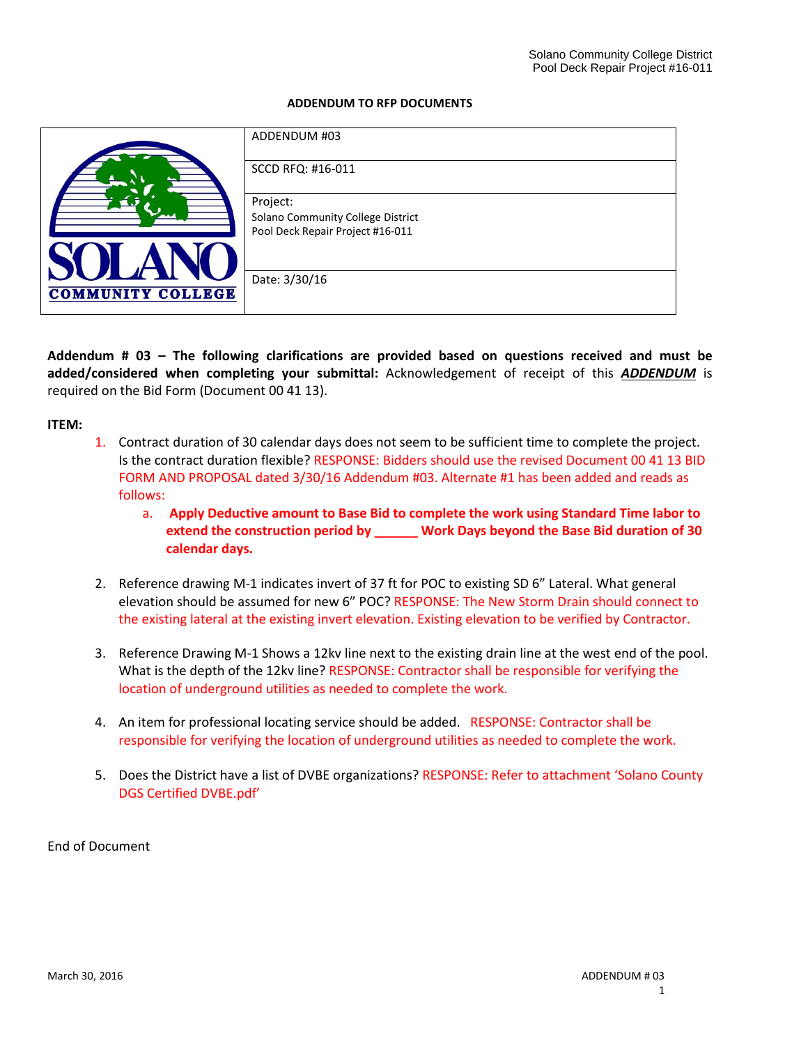## ADDENDUM TO RFP DOCUMENTS

| SOLANO COMMUNITY COLLEGE | ADDENDUM #03 |
|---|---|
| | SCCD RFQ: #16-011 |
| | Project:<br>Solano Community College District<br>Pool Deck Repair Project #16-011 |
| | Date: 3/30/16 |

**Addendum # 03 – The following clarifications are provided based on questions received and must be added/considered when completing your submittal:** Acknowledgement of receipt of this ***ADDENDUM*** is required on the Bid Form (Document 00 41 13).

**ITEM:**

1. Contract duration of 30 calendar days does not seem to be sufficient time to complete the project. Is the contract duration flexible? RESPONSE: Bidders should use the revised Document 00 41 13 BID FORM AND PROPOSAL dated 3/30/16 Addendum #03. Alternate #1 has been added and reads as follows:
   a. **Apply Deductive amount to Base Bid to complete the work using Standard Time labor to extend the construction period by ______ Work Days beyond the Base Bid duration of 30 calendar days.**

2. Reference drawing M-1 indicates invert of 37 ft for POC to existing SD 6" Lateral. What general elevation should be assumed for new 6" POC? RESPONSE: The New Storm Drain should connect to the existing lateral at the existing invert elevation. Existing elevation to be verified by Contractor.

3. Reference Drawing M-1 Shows a 12kv line next to the existing drain line at the west end of the pool. What is the depth of the 12kv line? RESPONSE: Contractor shall be responsible for verifying the location of underground utilities as needed to complete the work.

4. An item for professional locating service should be added. RESPONSE: Contractor shall be responsible for verifying the location of underground utilities as needed to complete the work.

5. Does the District have a list of DVBE organizations? RESPONSE: Refer to attachment 'Solano County DGS Certified DVBE.pdf'

End of Document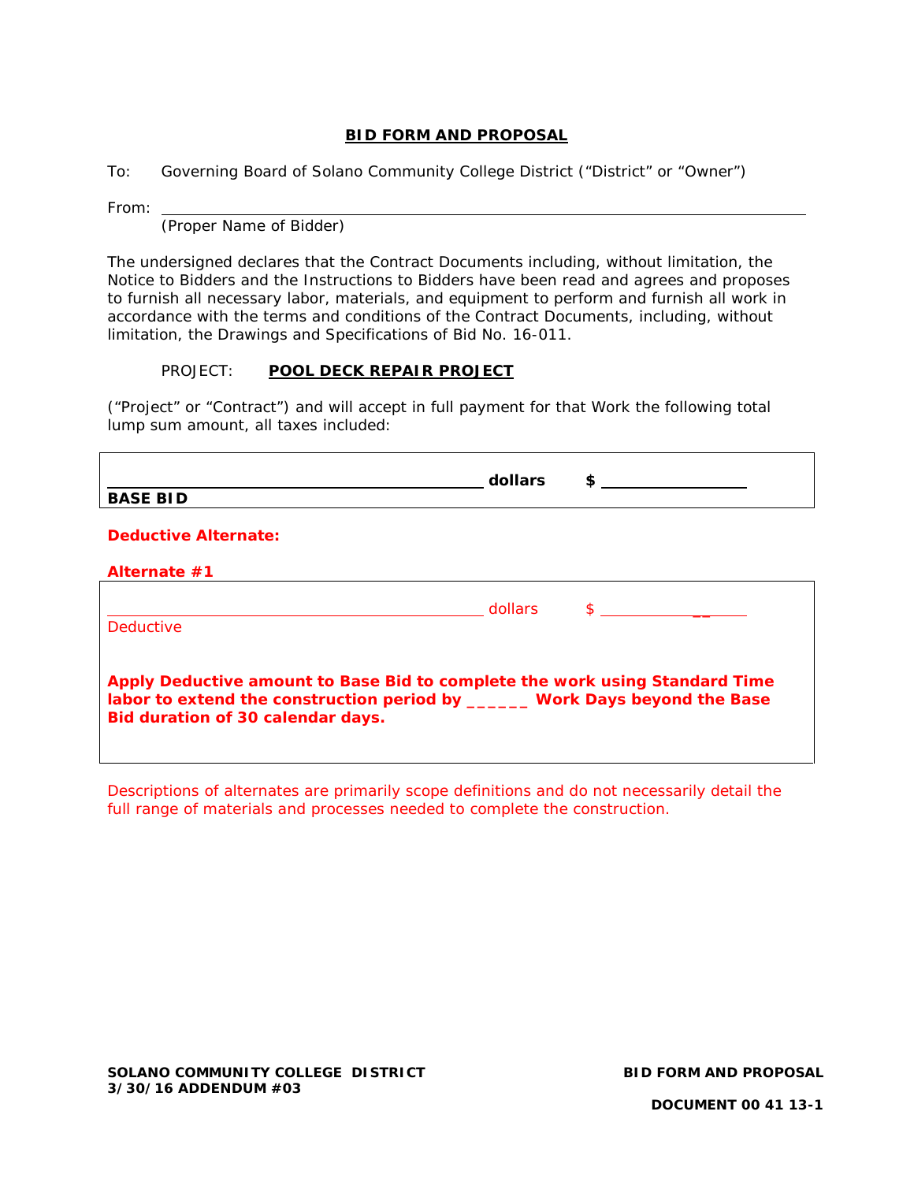## BID FORM AND PROPOSAL

To: Governing Board of Solano Community College District ("District" or "Owner")

From: ______________________________________________________________

(Proper Name of Bidder)

The undersigned declares that the Contract Documents including, without limitation, the Notice to Bidders and the Instructions to Bidders have been read and agrees and proposes to furnish all necessary labor, materials, and equipment to perform and furnish all work in accordance with the terms and conditions of the Contract Documents, including, without limitation, the Drawings and Specifications of Bid No. 16-011.

PROJECT: **POOL DECK REPAIR PROJECT**

("Project" or "Contract") and will accept in full payment for that Work the following total lump sum amount, all taxes included:

| | | |
|---|---|---|
| ________________________________________ | **dollars** | **$** ________________ |
| **BASE BID** | | |

**Deductive Alternate:**

**Alternate #1**

| | | |
|---|---|---|
| ________________________________________ | dollars | $ ________________ |
| Deductive | | |

**Apply Deductive amount to Base Bid to complete the work using Standard Time labor to extend the construction period by ______ Work Days beyond the Base Bid duration of 30 calendar days.**

Descriptions of alternates are primarily scope definitions and do not necessarily detail the full range of materials and processes needed to complete the construction.

**SOLANO COMMUNITY COLLEGE DISTRICT**
**3/30/16 ADDENDUM #03**

**BID FORM AND PROPOSAL**

**DOCUMENT 00 41 13-1**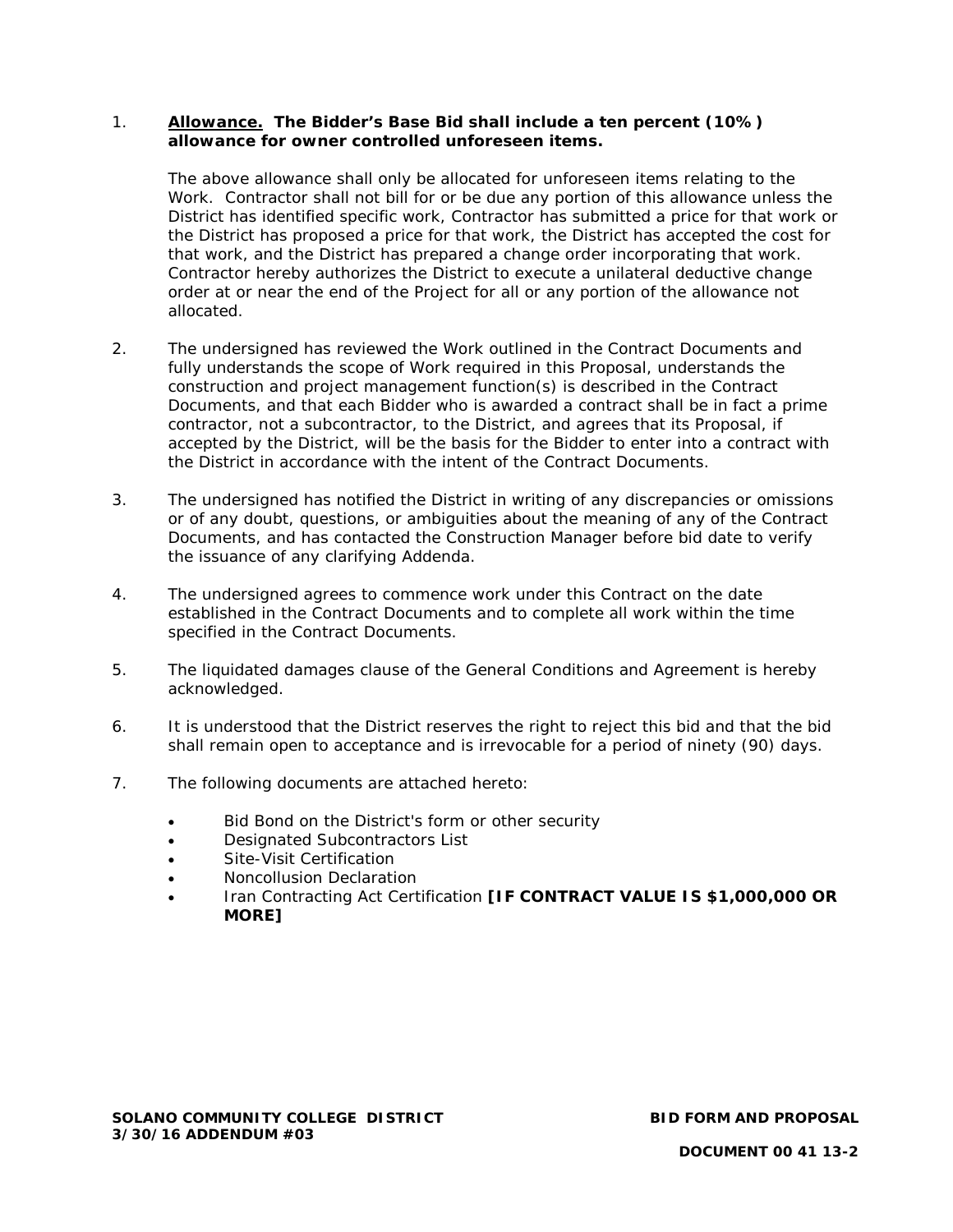1. **Allowance. The Bidder's Base Bid shall include a ten percent (10%) allowance for owner controlled unforeseen items.**

   The above allowance shall only be allocated for unforeseen items relating to the Work. Contractor shall not bill for or be due any portion of this allowance unless the District has identified specific work, Contractor has submitted a price for that work or the District has proposed a price for that work, the District has accepted the cost for that work, and the District has prepared a change order incorporating that work. Contractor hereby authorizes the District to execute a unilateral deductive change order at or near the end of the Project for all or any portion of the allowance not allocated.

2. The undersigned has reviewed the Work outlined in the Contract Documents and fully understands the scope of Work required in this Proposal, understands the construction and project management function(s) is described in the Contract Documents, and that each Bidder who is awarded a contract shall be in fact a prime contractor, not a subcontractor, to the District, and agrees that its Proposal, if accepted by the District, will be the basis for the Bidder to enter into a contract with the District in accordance with the intent of the Contract Documents.

3. The undersigned has notified the District in writing of any discrepancies or omissions or of any doubt, questions, or ambiguities about the meaning of any of the Contract Documents, and has contacted the Construction Manager before bid date to verify the issuance of any clarifying Addenda.

4. The undersigned agrees to commence work under this Contract on the date established in the Contract Documents and to complete all work within the time specified in the Contract Documents.

5. The liquidated damages clause of the General Conditions and Agreement is hereby acknowledged.

6. It is understood that the District reserves the right to reject this bid and that the bid shall remain open to acceptance and is irrevocable for a period of ninety (90) days.

7. The following documents are attached hereto:

   - Bid Bond on the District's form or other security
   - Designated Subcontractors List
   - Site-Visit Certification
   - Noncollusion Declaration
   - Iran Contracting Act Certification **[IF CONTRACT VALUE IS $1,000,000 OR MORE]**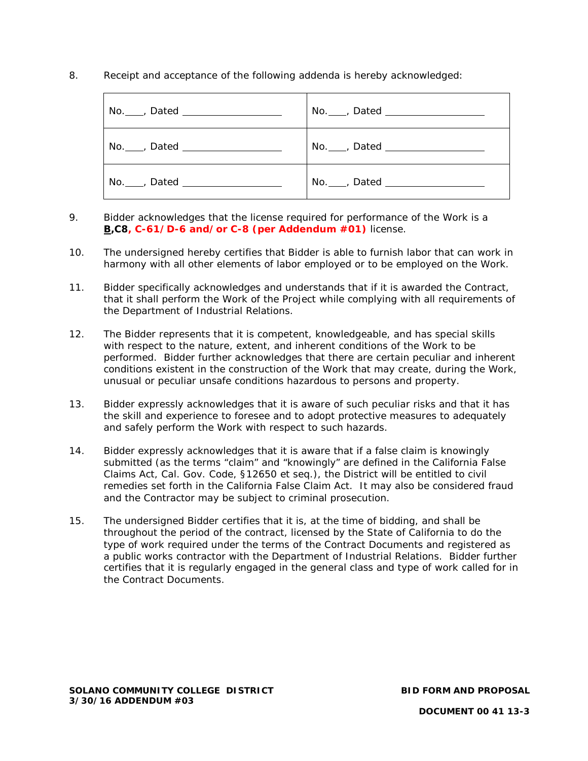8. Receipt and acceptance of the following addenda is hereby acknowledged:

| | |
|---|---|
| No.\_\_\_\_, Dated \_\_\_\_\_\_\_\_\_\_\_\_\_\_\_\_\_\_ | No.\_\_\_\_, Dated \_\_\_\_\_\_\_\_\_\_\_\_\_\_\_\_\_\_ |
| No.\_\_\_\_, Dated \_\_\_\_\_\_\_\_\_\_\_\_\_\_\_\_\_\_ | No.\_\_\_\_, Dated \_\_\_\_\_\_\_\_\_\_\_\_\_\_\_\_\_\_ |
| No.\_\_\_\_, Dated \_\_\_\_\_\_\_\_\_\_\_\_\_\_\_\_\_\_ | No.\_\_\_\_, Dated \_\_\_\_\_\_\_\_\_\_\_\_\_\_\_\_\_\_ |

9. Bidder acknowledges that the license required for performance of the Work is a **B,C8, C-61/D-6 and/or C-8 (per Addendum #01)** license.

10. The undersigned hereby certifies that Bidder is able to furnish labor that can work in harmony with all other elements of labor employed or to be employed on the Work.

11. Bidder specifically acknowledges and understands that if it is awarded the Contract, that it shall perform the Work of the Project while complying with all requirements of the Department of Industrial Relations.

12. The Bidder represents that it is competent, knowledgeable, and has special skills with respect to the nature, extent, and inherent conditions of the Work to be performed. Bidder further acknowledges that there are certain peculiar and inherent conditions existent in the construction of the Work that may create, during the Work, unusual or peculiar unsafe conditions hazardous to persons and property.

13. Bidder expressly acknowledges that it is aware of such peculiar risks and that it has the skill and experience to foresee and to adopt protective measures to adequately and safely perform the Work with respect to such hazards.

14. Bidder expressly acknowledges that it is aware that if a false claim is knowingly submitted (as the terms "claim" and "knowingly" are defined in the California False Claims Act, Cal. Gov. Code, §12650 et seq.), the District will be entitled to civil remedies set forth in the California False Claim Act. It may also be considered fraud and the Contractor may be subject to criminal prosecution.

15. The undersigned Bidder certifies that it is, at the time of bidding, and shall be throughout the period of the contract, licensed by the State of California to do the type of work required under the terms of the Contract Documents and registered as a public works contractor with the Department of Industrial Relations. Bidder further certifies that it is regularly engaged in the general class and type of work called for in the Contract Documents.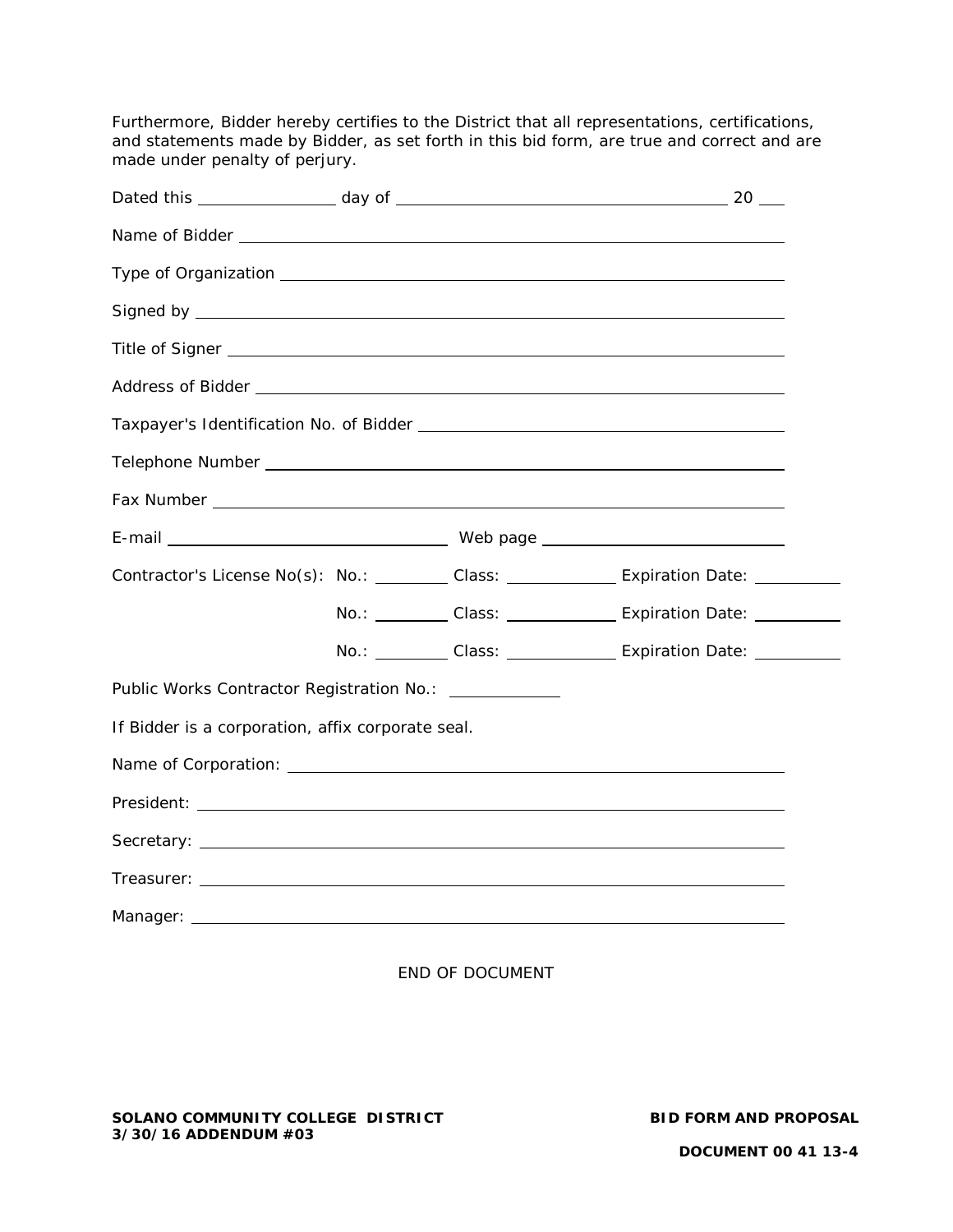Furthermore, Bidder hereby certifies to the District that all representations, certifications, and statements made by Bidder, as set forth in this bid form, are true and correct and are made under penalty of perjury.

Dated this ________________ day of ______________________________________ 20 ___

Name of Bidder ______________________________________________________________

Type of Organization __________________________________________________________

Signed by ___________________________________________________________________

Title of Signer _______________________________________________________________

Address of Bidder ____________________________________________________________

Taxpayer's Identification No. of Bidder _________________________________________

Telephone Number ___________________________________________________________

Fax Number __________________________________________________________________

E-mail _________________________________ Web page ___________________________

Contractor's License No(s): No.: _________ Class: _____________ Expiration Date: __________

No.: _________ Class: _____________ Expiration Date: __________

No.: _________ Class: _____________ Expiration Date: __________

Public Works Contractor Registration No.: _____________

If Bidder is a corporation, affix corporate seal.

Name of Corporation: _________________________________________________________

President: ___________________________________________________________________

Secretary: ___________________________________________________________________

Treasurer: ___________________________________________________________________

Manager: ____________________________________________________________________

END OF DOCUMENT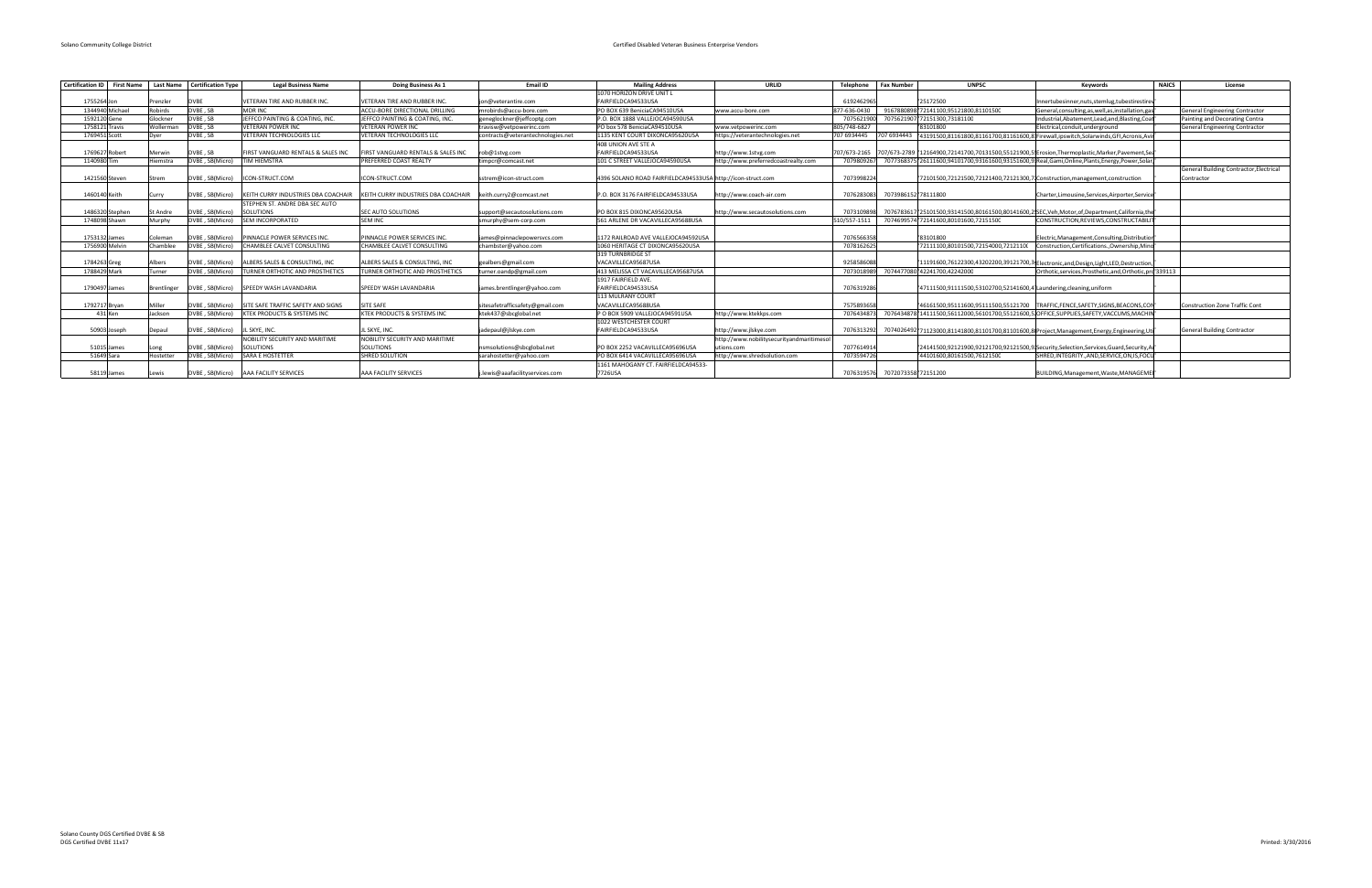Solano Community College District

Certified Disabled Veteran Business Enterprise Vendors

| Certification ID | First Name | Last Name | Certification Type | Legal Business Name | Doing Business As 1 | Email ID | Mailing Address | URLID | Telephone | Fax Number | UNPSC | Keywords | NAICS | License |
|---|---|---|---|---|---|---|---|---|---|---|---|---|---|---|
| 1755264 | Jon | Prenzler | DVBE | VETERAN TIRE AND RUBBER INC. | VETERAN TIRE AND RUBBER INC. | jon@veterantire.com | 1070 HORIZON DRIVE UNIT L FAIRFIELDCA94533USA | | 6192462965 | | '25172500 | Innertubesinner,nuts,stemlug,tubestirestire | | |
| 1344940 | Michael | Robirds | DVBE , SB | MDR INC | ACCU-BORE DIRECTIONAL DRILLING | mrobirds@accu-bore.com | PO BOX 639 BeniciaCA94510USA | www.accu-bore.com | 877-636-0430 | 9167880898 | '72141100,95121800,8110150C | General,consulting,as,well,as,installation,gas | | General Engineering Contractor |
| 1592120 | Gene | Glockner | DVBE , SB | JEFFCO PAINTING & COATING, INC. | JEFFCO PAINTING & COATING, INC. | geneglockner@jeffcoptg.com | P.O. BOX 1888 VALLEJOCA94590USA | | 7075621900 | 7075621907 | '72151300,73181100 | Industrial,Abatement,Lead,and,Blasting,Coat | | Painting and Decorating Contra |
| 1758121 | Travis | Wollerman | DVBE , SB | VETERAN POWER INC | VETERAN POWER INC | travisw@vetpowerinc.com | PO box 578 BeniciaCA94510USA | www.vetpowerinc.com | 805/748-6827 | | '83101800 | Electrical,conduit,underground | | General Engineering Contractor |
| 1769451 | Scott | Dyer | DVBE , SB | VETERAN TECHNOLOGIES LLC | VETERAN TECHNOLOGIES LLC | contracts@veterantechnologies.net | 1135 KENT COURT DIXONCA95620USA | https://veterantechnologies.net | 707 6934445 | 707 6934443 | '43191500,81161800,81161700,81161600,8 | Firewall,ipswitch,Solarwinds,GFI,Acronis,Avi | | |
| 1769627 | Robert | Merwin | DVBE , SB | FIRST VANGUARD RENTALS & SALES INC | FIRST VANGUARD RENTALS & SALES INC | rob@1stvg.com | 408 UNION AVE STE A FAIRFIELDCA94533USA | http://www.1stvg.com | 707/673-2165 | 707/673-2789 | '12164900,72141700,70131500,55121900,5 | Erosion,Thermoplastic,Marker,Pavement,Se | | |
| 1140980 | Tim | Hiemstra | DVBE , SB(Micro) | TIM HIEMSTRA | PREFERRED COAST REALTY | timpcr@comcast.net | 101 C STREET VALLEJOCA94590USA | http://www.preferredcoastrealty.com | 7079809267 | 7077368375 | '26111600,94101700,93161600,93151600,9 | Real,Gami,Online,Plants,Energy,Power,Solar | | |
| 1421560 | Steven | Strem | DVBE , SB(Micro) | ICON-STRUCT.COM | ICON-STRUCT.COM | sstrem@icon-struct.com | 4396 SOLANO ROAD FAIRFIELDCA94533USA | http://icon-struct.com | 7073998224 | | '72101500,72121500,72121400,72121300,7 | Construction,management,construction | | General Building Contractor,Electrical Contractor |
| 1460140 | Keith | Curry | DVBE , SB(Micro) | KEITH CURRY INDUSTRIES DBA COACHAIR | KEITH CURRY INDUSTRIES DBA COACHAIR | keith.curry2@comcast.net | P.O. BOX 3176 FAIRFIELDCA94533USA | http://www.coach-air.com | 7076283083 | 7073986152 | '78111800 | Charter,Limousine,Services,Airporter,Service | | |
| 1486320 | Stephen | St Andre | DVBE , SB(Micro) | STEPHEN ST. ANDRE DBA SEC AUTO SOLUTIONS | SEC AUTO SOLUTIONS | support@secautosolutions.com | PO BOX 815 DIXONCA95620USA | http://www.secautosolutions.com | 7073109898 | 7076783617 | '25101500,93141500,80161500,80141600,2 | SEC,Veh,Motor,of,Department,California,the | | |
| 1748098 | Shawn | Murphy | DVBE , SB(Micro) | SEM INCORPORATED | SEM INC | smurphy@sem-corp.com | 561 ARLENE DR VACAVILLECA95688USA | | 510/557-1511 | 7074699574 | '72141600,80101600,7215150C | CONSTRUCTION,REVIEWS,CONSTRUCTABILIT | | |
| 1753132 | James | Coleman | DVBE , SB(Micro) | PINNACLE POWER SERVICES INC. | PINNACLE POWER SERVICES INC. | james@pinnaclepowersvcs.com | 1172 RAILROAD AVE VALLEJOCA94592USA | | 7076566358 | | '83101800 | Electric,Management,Consulting,Distribution | | |
| 1756900 | Melvin | Chamblee | DVBE , SB(Micro) | CHAMBLEE CALVET CONSULTING | CHAMBLEE CALVET CONSULTING | chambster@yahoo.com | 1060 HERITAGE CT DIXONCA95620USA | | 7078162625 | | '72111100,80101500,72154000,7212110C | Construction,Certifications.,Ownership,Mino | | |
| 1784263 | Greg | Albers | DVBE , SB(Micro) | ALBERS SALES & CONSULTING, INC | ALBERS SALES & CONSULTING, INC | gealbers@gmail.com | 319 TURNBRIDGE ST VACAVILLECA95687USA | | 9258586088 | | '11191600,76122300,43202200,39121700,3 | Electronic,and,Design,Light,LED,Destruction, | | |
| 1788429 | Mark | Turner | DVBE , SB(Micro) | TURNER ORTHOTIC AND PROSTHETICS | TURNER ORTHOTIC AND PROSTHETICS | turner.oandp@gmail.com | 413 MELISSA CT VACAVILLECA95687USA | | 7073018989 | 7074477080 | '42241700,42242000 | Orthotic,services,Prosthetic,and,Orthotic,pro | 339113 | |
| 1790497 | James | Brentlinger | DVBE , SB(Micro) | SPEEDY WASH LAVANDARIA | SPEEDY WASH LAVANDARIA | james.brentlinger@yahoo.com | 1917 FAIRFIELD AVE. FAIRFIELDCA94533USA | | 7076319286 | | '47111500,91111500,53102700,52141600,4 | Laundering,cleaning,uniform | | |
| 1792717 | Bryan | Miller | DVBE , SB(Micro) | SITE SAFE TRAFFIC SAFETY AND SIGNS | SITE SAFE | sitesafetrafficsafety@gmail.com | 113 MULRANY COURT VACAVILLECA95688USA | | 7575893658 | | '46161500,95111600,95111500,55121700 | TRAFFIC,FENCE,SAFETY,SIGNS,BEACONS,CON | | Construction Zone Traffic Cont |
| 431 | Ken | Jackson | DVBE , SB(Micro) | KTEK PRODUCTS & SYSTEMS INC | KTEK PRODUCTS & SYSTEMS INC | ktek437@sbcglobal.net | P O BOX 5909 VALLEJOCA94591USA | http://www.ktekkps.com | 7076434873 | 7076434878 | '14111500,56112000,56101700,55121600,5 | OFFICE,SUPPLIES,SAFETY,VACCUMS,MACHIN | | |
| 50903 | Joseph | Depaul | DVBE , SB(Micro) | JL SKYE, INC. | JL SKYE, INC. | jadepaul@jlskye.com | 1022 WESTCHESTER COURT FAIRFIELDCA94533USA | http://www.jlskye.com | 7076313292 | 7074026492 | '71123000,81141800,81101700,81101600,8 | Project,Management,Energy,Engineering,Uti | | General Building Contractor |
| 51015 | James | Long | DVBE , SB(Micro) | NOBILITY SECURITY AND MARITIME SOLUTIONS | NOBILITY SECURITY AND MARITIME SOLUTIONS | nsmsolutions@sbcglobal.net | PO BOX 2252 VACAVILLECA95696USA | http://www.nobilitysecurityandmaritimesolutions.com | 7077614914 | | '24141500,92121900,92121700,92121500,9 | Security,Selection,Services,Guard,Security,A | | |
| 51649 | Sara | Hostetter | DVBE , SB(Micro) | SARA E HOSTETTER | SHRED SOLUTION | sarahostetter@yahoo.com | PO BOX 6414 VACAVILLECA95696USA | http://www.shredsolution.com | 7073594726 | | '44101600,80161500,7612150C | SHRED,INTEGRITY.,AND,SERVICE,ON,IS,FOCU | | |
| 58119 | James | Lewis | DVBE , SB(Micro) | AAA FACILITY SERVICES | AAA FACILITY SERVICES | j.lewis@aaafacilityservices.com | 1161 MAHOGANY CT. FAIRFIELDCA94533-7726USA | | 7076319576 | 7072073358 | '72151200 | BUILDING,Management,Waste,MANAGEMEI | | |

Solano County DGS Certified DVBE & SB
DGS Certified DVBE 11x17

Printed: 3/30/2016